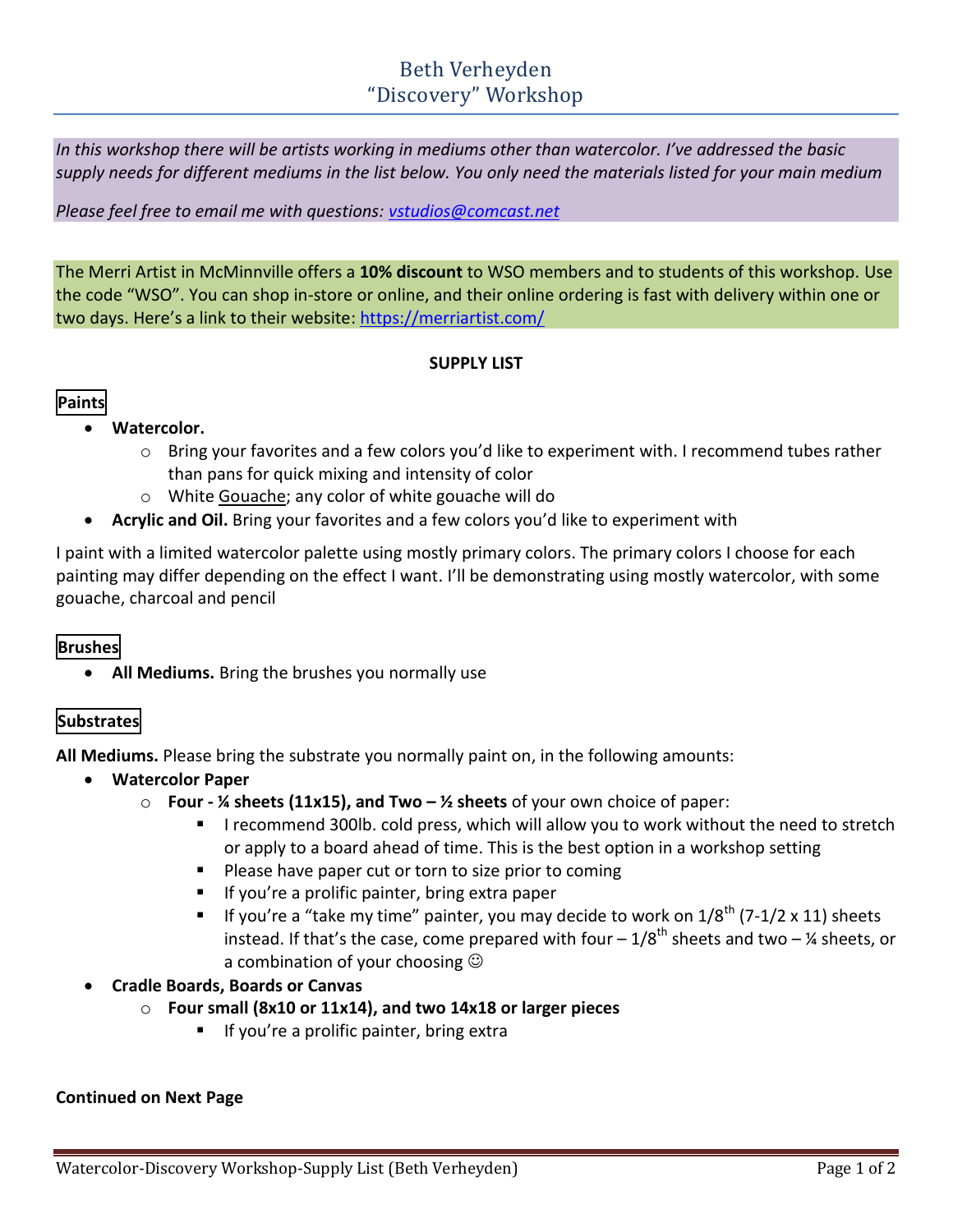# Beth Verheyden
# "Discovery" Workshop

*In this workshop there will be artists working in mediums other than watercolor. I've addressed the basic supply needs for different mediums in the list below. You only need the materials listed for your main medium*

*Please feel free to email me with questions: vstudios@comcast.net*

The Merri Artist in McMinnville offers a **10% discount** to WSO members and to students of this workshop. Use the code "WSO". You can shop in-store or online, and their online ordering is fast with delivery within one or two days. Here's a link to their website: https://merriartist.com/

**SUPPLY LIST**

**Paints**

- **Watercolor.**
  - Bring your favorites and a few colors you'd like to experiment with. I recommend tubes rather than pans for quick mixing and intensity of color
  - White Gouache; any color of white gouache will do
- **Acrylic and Oil.** Bring your favorites and a few colors you'd like to experiment with

I paint with a limited watercolor palette using mostly primary colors. The primary colors I choose for each painting may differ depending on the effect I want. I'll be demonstrating using mostly watercolor, with some gouache, charcoal and pencil

**Brushes**

- **All Mediums.** Bring the brushes you normally use

**Substrates**

**All Mediums.** Please bring the substrate you normally paint on, in the following amounts:

- **Watercolor Paper**
  - **Four - ¼ sheets (11x15), and Two – ½ sheets** of your own choice of paper:
    - I recommend 300lb. cold press, which will allow you to work without the need to stretch or apply to a board ahead of time. This is the best option in a workshop setting
    - Please have paper cut or torn to size prior to coming
    - If you're a prolific painter, bring extra paper
    - If you're a "take my time" painter, you may decide to work on 1/8th (7-1/2 x 11) sheets instead. If that's the case, come prepared with four – 1/8th sheets and two – ¼ sheets, or a combination of your choosing ☺
- **Cradle Boards, Boards or Canvas**
  - **Four small (8x10 or 11x14), and two 14x18 or larger pieces**
    - If you're a prolific painter, bring extra

**Continued on Next Page**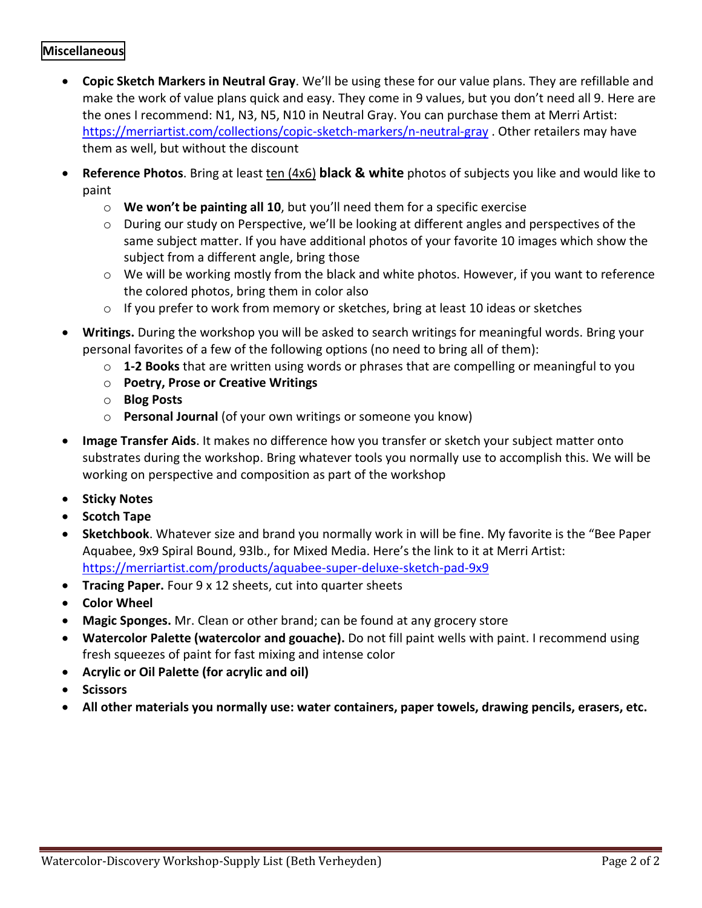**Miscellaneous**

- **Copic Sketch Markers in Neutral Gray**. We'll be using these for our value plans. They are refillable and make the work of value plans quick and easy. They come in 9 values, but you don't need all 9. Here are the ones I recommend: N1, N3, N5, N10 in Neutral Gray. You can purchase them at Merri Artist: https://merriartist.com/collections/copic-sketch-markers/n-neutral-gray . Other retailers may have them as well, but without the discount
- **Reference Photos**. Bring at least ten (4x6) **black & white** photos of subjects you like and would like to paint
  - **We won't be painting all 10**, but you'll need them for a specific exercise
  - During our study on Perspective, we'll be looking at different angles and perspectives of the same subject matter. If you have additional photos of your favorite 10 images which show the subject from a different angle, bring those
  - We will be working mostly from the black and white photos. However, if you want to reference the colored photos, bring them in color also
  - If you prefer to work from memory or sketches, bring at least 10 ideas or sketches
- **Writings.** During the workshop you will be asked to search writings for meaningful words. Bring your personal favorites of a few of the following options (no need to bring all of them):
  - **1-2 Books** that are written using words or phrases that are compelling or meaningful to you
  - **Poetry, Prose or Creative Writings**
  - **Blog Posts**
  - **Personal Journal** (of your own writings or someone you know)
- **Image Transfer Aids**. It makes no difference how you transfer or sketch your subject matter onto substrates during the workshop. Bring whatever tools you normally use to accomplish this. We will be working on perspective and composition as part of the workshop
- **Sticky Notes**
- **Scotch Tape**
- **Sketchbook**. Whatever size and brand you normally work in will be fine. My favorite is the "Bee Paper Aquabee, 9x9 Spiral Bound, 93lb., for Mixed Media. Here's the link to it at Merri Artist: https://merriartist.com/products/aquabee-super-deluxe-sketch-pad-9x9
- **Tracing Paper.** Four 9 x 12 sheets, cut into quarter sheets
- **Color Wheel**
- **Magic Sponges.** Mr. Clean or other brand; can be found at any grocery store
- **Watercolor Palette (watercolor and gouache).** Do not fill paint wells with paint. I recommend using fresh squeezes of paint for fast mixing and intense color
- **Acrylic or Oil Palette (for acrylic and oil)**
- **Scissors**
- **All other materials you normally use: water containers, paper towels, drawing pencils, erasers, etc.**